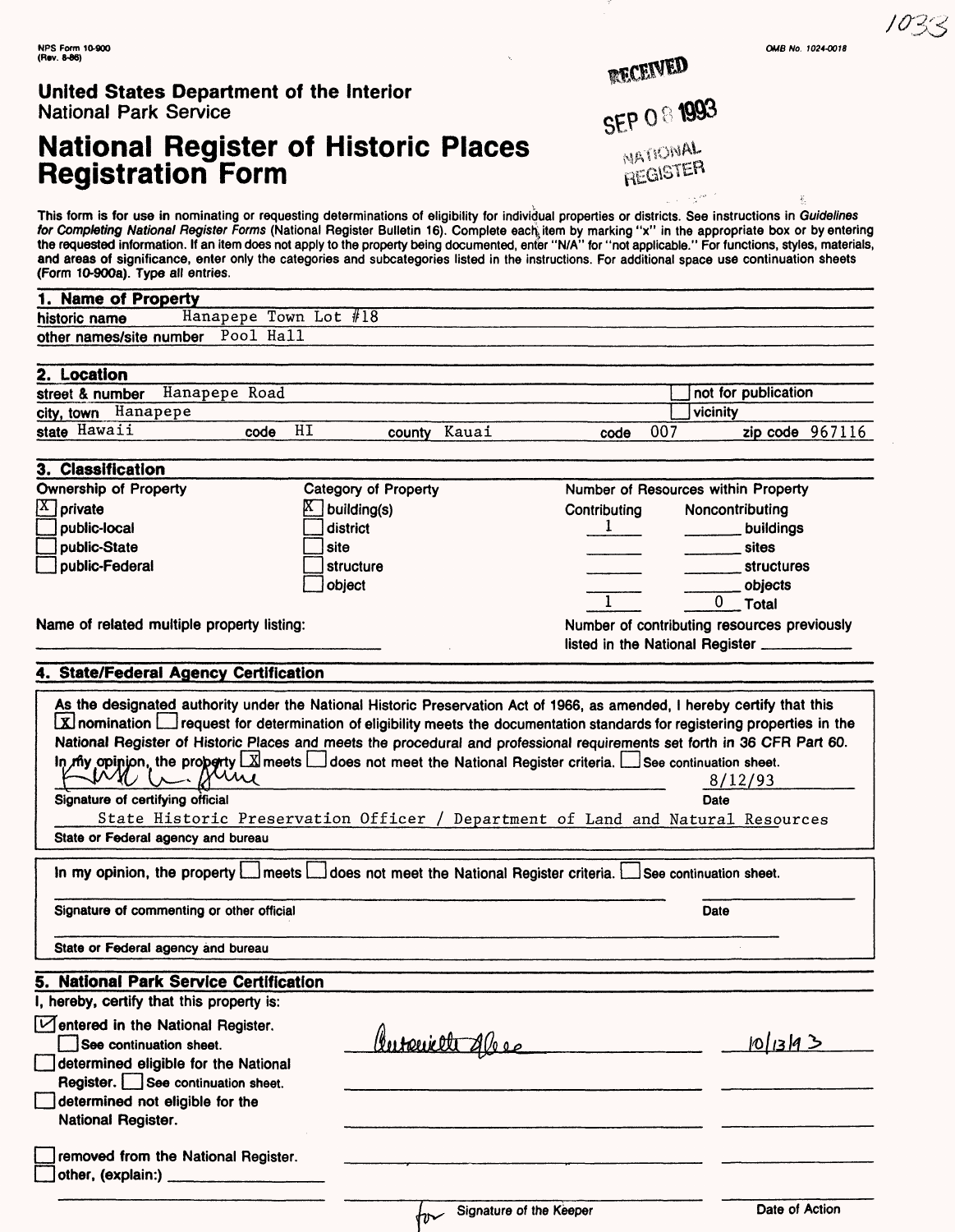NPS Form 10-900
(Rev. 8-86)

OMB No. 1024-0018

1033

RECEIVED

SEP 08 1993

NATIONAL REGISTER

**United States Department of the Interior**
National Park Service

# National Register of Historic Places Registration Form

This form is for use in nominating or requesting determinations of eligibility for individual properties or districts. See instructions in *Guidelines for Completing National Register Forms* (National Register Bulletin 16). Complete each item by marking "x" in the appropriate box or by entering the requested information. If an item does not apply to the property being documented, enter "N/A" for "not applicable." For functions, styles, materials, and areas of significance, enter only the categories and subcategories listed in the instructions. For additional space use continuation sheets (Form 10-900a). Type all entries.

## 1. Name of Property

historic name: Hanapepe Town Lot #18

other names/site number: Pool Hall

## 2. Location

street & number: Hanapepe Road — [ ] not for publication

city, town: Hanapepe — [ ] vicinity

state: Hawaii — code: HI — county: Kauai — code: 007 — zip code: 967116

## 3. Classification

**Ownership of Property**
- [X] private
- [ ] public-local
- [ ] public-State
- [ ] public-Federal

**Category of Property**
- [X] building(s)
- [ ] district
- [ ] site
- [ ] structure
- [ ] object

**Number of Resources within Property**

| Contributing | Noncontributing | |
|---|---|---|
| 1 | | buildings |
| | | sites |
| | | structures |
| | | objects |
| 1 | 0 | Total |

Name of related multiple property listing:

Number of contributing resources previously listed in the National Register ______

## 4. State/Federal Agency Certification

As the designated authority under the National Historic Preservation Act of 1966, as amended, I hereby certify that this [X] nomination [ ] request for determination of eligibility meets the documentation standards for registering properties in the National Register of Historic Places and meets the procedural and professional requirements set forth in 36 CFR Part 60. In my opinion, the property [X] meets [ ] does not meet the National Register criteria. [ ] See continuation sheet.

Signature of certifying official: [signature] — Date: 8/12/93

State Historic Preservation Officer / Department of Land and Natural Resources

State or Federal agency and bureau

In my opinion, the property [ ] meets [ ] does not meet the National Register criteria. [ ] See continuation sheet.

Signature of commenting or other official — Date

State or Federal agency and bureau

## 5. National Park Service Certification

I, hereby, certify that this property is:

- [✓] entered in the National Register. [ ] See continuation sheet. — [signature] — 10/13/93
- [ ] determined eligible for the National Register. [ ] See continuation sheet.
- [ ] determined not eligible for the National Register.
- [ ] removed from the National Register.
- [ ] other, (explain:) ______

for Signature of the Keeper — Date of Action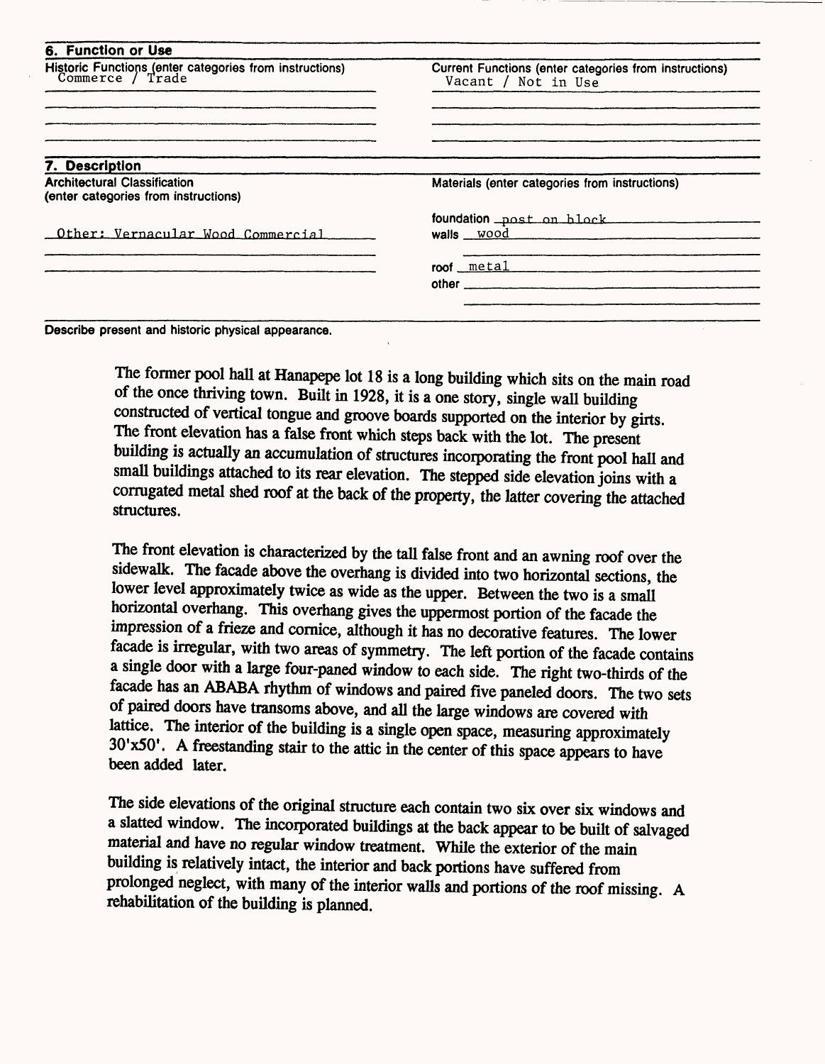## 6. Function or Use

**Historic Functions** (enter categories from instructions)
Commerce / Trade

**Current Functions** (enter categories from instructions)
Vacant / Not in Use

## 7. Description

**Architectural Classification**
(enter categories from instructions)

Other: Vernacular Wood Commercial

**Materials** (enter categories from instructions)

foundation post on block
walls wood

roof metal
other

**Describe present and historic physical appearance.**

The former pool hall at Hanapepe lot 18 is a long building which sits on the main road of the once thriving town. Built in 1928, it is a one story, single wall building constructed of vertical tongue and groove boards supported on the interior by girts. The front elevation has a false front which steps back with the lot. The present building is actually an accumulation of structures incorporating the front pool hall and small buildings attached to its rear elevation. The stepped side elevation joins with a corrugated metal shed roof at the back of the property, the latter covering the attached structures.

The front elevation is characterized by the tall false front and an awning roof over the sidewalk. The facade above the overhang is divided into two horizontal sections, the lower level approximately twice as wide as the upper. Between the two is a small horizontal overhang. This overhang gives the uppermost portion of the facade the impression of a frieze and cornice, although it has no decorative features. The lower facade is irregular, with two areas of symmetry. The left portion of the facade contains a single door with a large four-paned window to each side. The right two-thirds of the facade has an ABABA rhythm of windows and paired five paneled doors. The two sets of paired doors have transoms above, and all the large windows are covered with lattice. The interior of the building is a single open space, measuring approximately 30'x50'. A freestanding stair to the attic in the center of this space appears to have been added later.

The side elevations of the original structure each contain two six over six windows and a slatted window. The incorporated buildings at the back appear to be built of salvaged material and have no regular window treatment. While the exterior of the main building is relatively intact, the interior and back portions have suffered from prolonged neglect, with many of the interior walls and portions of the roof missing. A rehabilitation of the building is planned.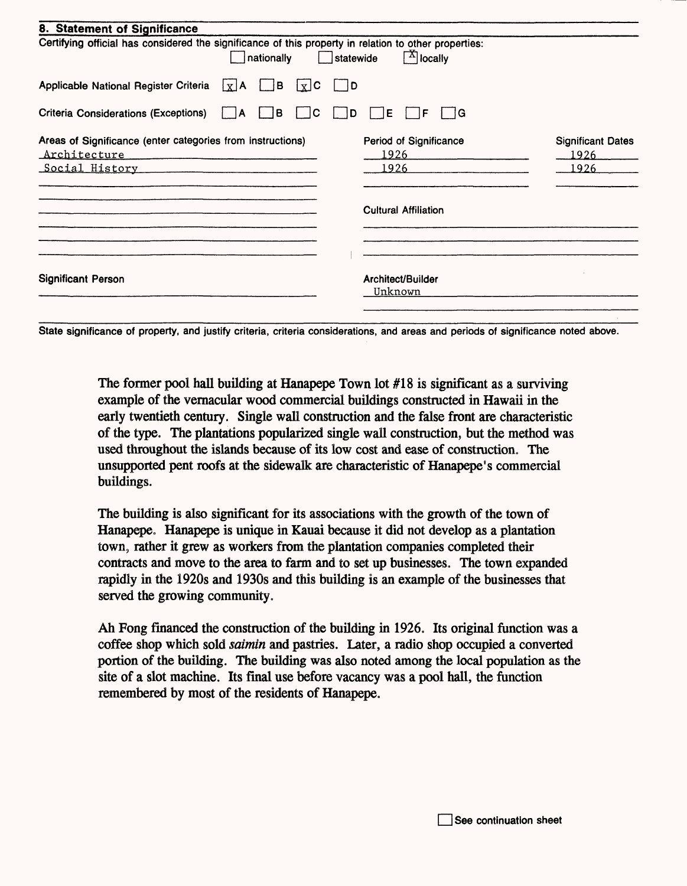## 8. Statement of Significance

Certifying official has considered the significance of this property in relation to other properties:

☐ nationally ☐ statewide ☒ locally

Applicable National Register Criteria ☒ A ☐ B ☒ C ☐ D

Criteria Considerations (Exceptions) ☐ A ☐ B ☐ C ☐ D ☐ E ☐ F ☐ G

| Areas of Significance (enter categories from instructions) | Period of Significance | Significant Dates |
|---|---|---|
| Architecture | 1926 | 1926 |
| Social History | 1926 | 1926 |

Cultural Affiliation

Significant Person

Architect/Builder
Unknown

State significance of property, and justify criteria, criteria considerations, and areas and periods of significance noted above.

The former pool hall building at Hanapepe Town lot #18 is significant as a surviving example of the vernacular wood commercial buildings constructed in Hawaii in the early twentieth century. Single wall construction and the false front are characteristic of the type. The plantations popularized single wall construction, but the method was used throughout the islands because of its low cost and ease of construction. The unsupported pent roofs at the sidewalk are characteristic of Hanapepe's commercial buildings.

The building is also significant for its associations with the growth of the town of Hanapepe. Hanapepe is unique in Kauai because it did not develop as a plantation town, rather it grew as workers from the plantation companies completed their contracts and move to the area to farm and to set up businesses. The town expanded rapidly in the 1920s and 1930s and this building is an example of the businesses that served the growing community.

Ah Fong financed the construction of the building in 1926. Its original function was a coffee shop which sold *saimin* and pastries. Later, a radio shop occupied a converted portion of the building. The building was also noted among the local population as the site of a slot machine. Its final use before vacancy was a pool hall, the function remembered by most of the residents of Hanapepe.

☐ See continuation sheet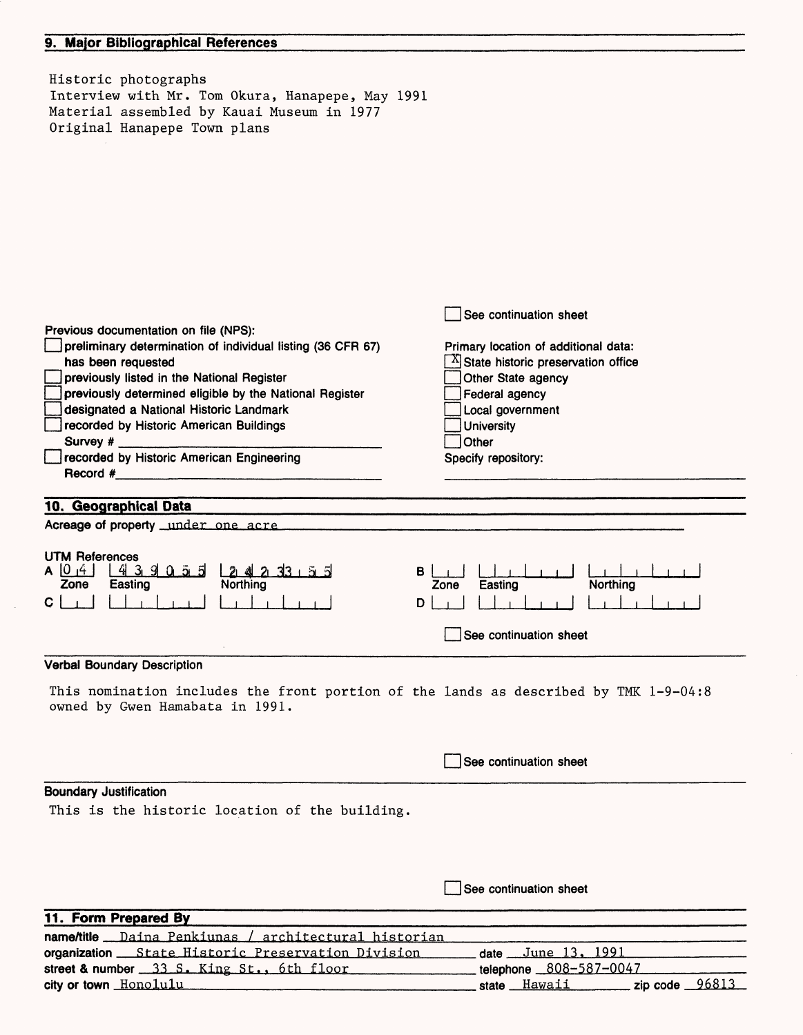## 9. Major Bibliographical References

Historic photographs
Interview with Mr. Tom Okura, Hanapepe, May 1991
Material assembled by Kauai Museum in 1977
Original Hanapepe Town plans

☐ See continuation sheet

Previous documentation on file (NPS):

☐ preliminary determination of individual listing (36 CFR 67) has been requested
☐ previously listed in the National Register
☐ previously determined eligible by the National Register
☐ designated a National Historic Landmark
☐ recorded by Historic American Buildings Survey # ______
☐ recorded by Historic American Engineering Record # ______

Primary location of additional data:

☒ State historic preservation office
☐ Other State agency
☐ Federal agency
☐ Local government
☐ University
☐ Other

Specify repository:

## 10. Geographical Data

Acreage of property under one acre

UTM References

| | Zone | Easting | Northing |
|---|---|---|---|
| A | 04 | 439055 | 2423355 |
| B | | | |
| C | | | |
| D | | | |

☐ See continuation sheet

**Verbal Boundary Description**

This nomination includes the front portion of the lands as described by TMK 1-9-04:8 owned by Gwen Hamabata in 1991.

☐ See continuation sheet

**Boundary Justification**

This is the historic location of the building.

☐ See continuation sheet

## 11. Form Prepared By

name/title Daina Penkiunas / architectural historian
organization State Historic Preservation Division date June 13, 1991
street & number 33 S. King St., 6th floor telephone 808-587-0047
city or town Honolulu state Hawaii zip code 96813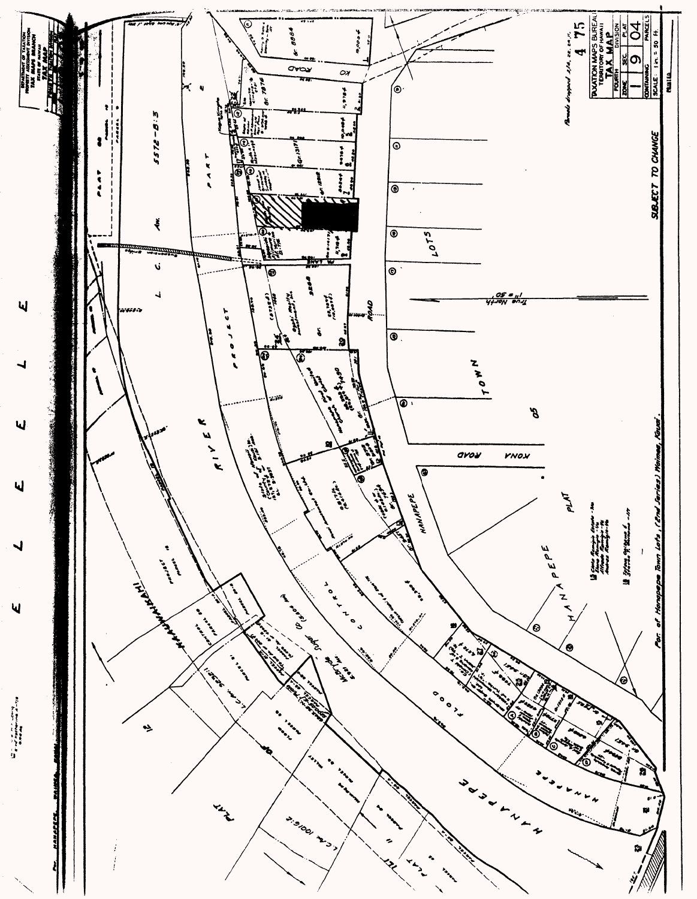DEPARTMENT OF TAXATION
PROPERTY ASSESSMENT DIVISION
TAX MAPS BRANCH
STATE OF HAWAII
TAX MAP

TAXATION MAPS BUREAU
TERRITORY OF HAWAII
TAX MAP

| FOURTH | | DIVISION |
|---|---|---|
| ZONE | SEC. | PLAT |
| 1 | 9 | 04 |
| CONTAINING | | PARCELS |
| SCALE: 1 in. = 50 ft. | | |

Parcels dropped 2/74, 22, 26, 31.

4 75

SUBJECT TO CHANGE

Por. of Hanapepe Town Lots, (2nd Series) Waimea, Kauai.

True North 1" = 50'

HANAPEPE RIVER FLOOD CONTROL PROJECT

L. C. AW. 5572-B:3 PART

HANAPEPE ROAD

KONA ROAD

KO ROAD

TOWN LOTS

HANAPEPE PLAT 05

PLAT 11

PLAT 12

L.C.AW. 10016:2

L.C.AW. 5232:1

MAHUWAIKAMI

McBryde Sugar Co. Ltd.

E L E E L E E L E

13 Chas. Kaneiro Estate
13 Sylvia Ogasawa & Steven K. Gonzalez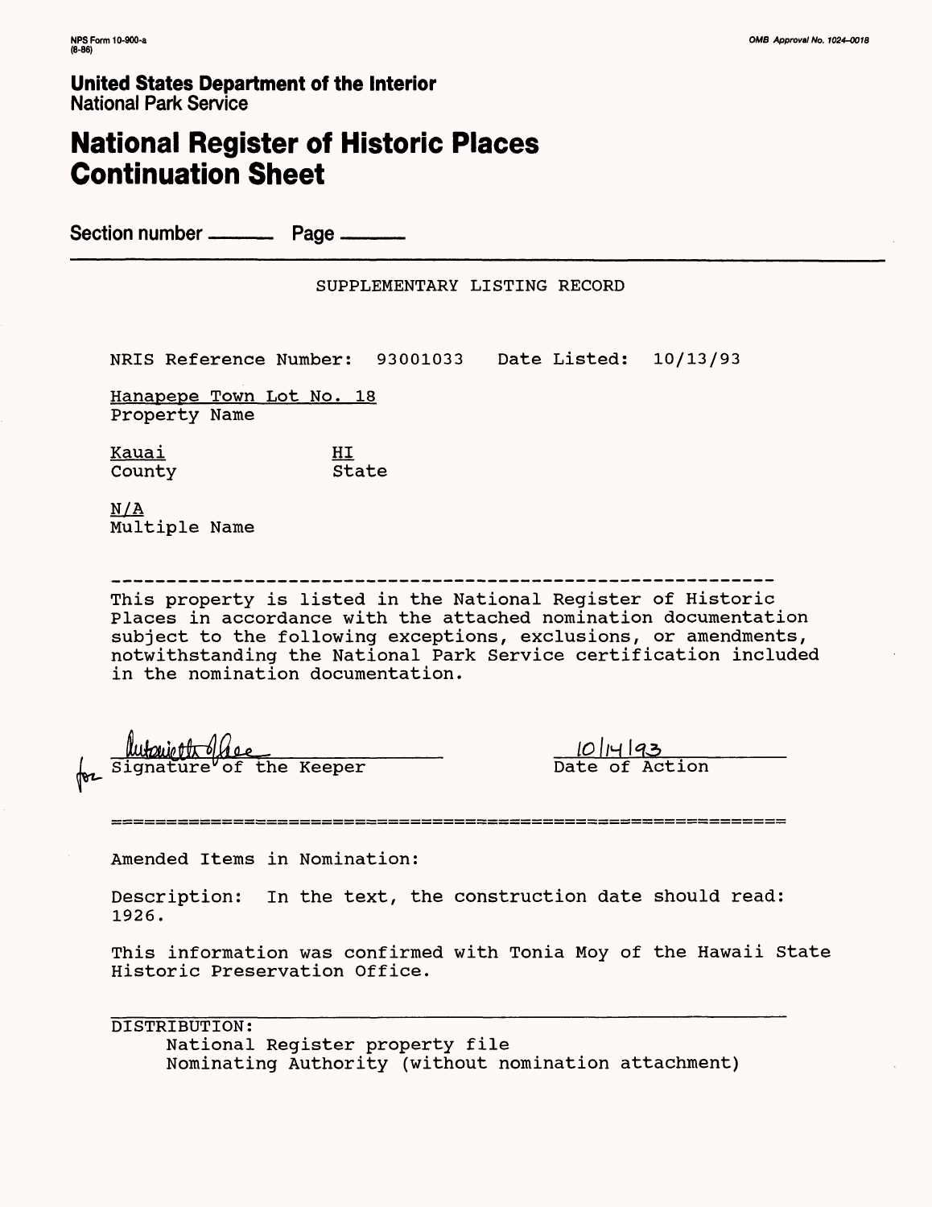NPS Form 10-900-a
(8-86)

OMB Approval No. 1024-0018

**United States Department of the Interior**
National Park Service

# National Register of Historic Places Continuation Sheet

Section number ______ Page ______

SUPPLEMENTARY LISTING RECORD

NRIS Reference Number: 93001033 Date Listed: 10/13/93

Hanapepe Town Lot No. 18
Property Name

Kauai
County

HI
State

N/A
Multiple Name

---

This property is listed in the National Register of Historic Places in accordance with the attached nomination documentation subject to the following exceptions, exclusions, or amendments, notwithstanding the National Park Service certification included in the nomination documentation.

for Antoinette J. Lee
Signature of the Keeper

10/14/93
Date of Action

---

Amended Items in Nomination:

Description: In the text, the construction date should read: 1926.

This information was confirmed with Tonia Moy of the Hawaii State Historic Preservation Office.

---

DISTRIBUTION:
National Register property file
Nominating Authority (without nomination attachment)